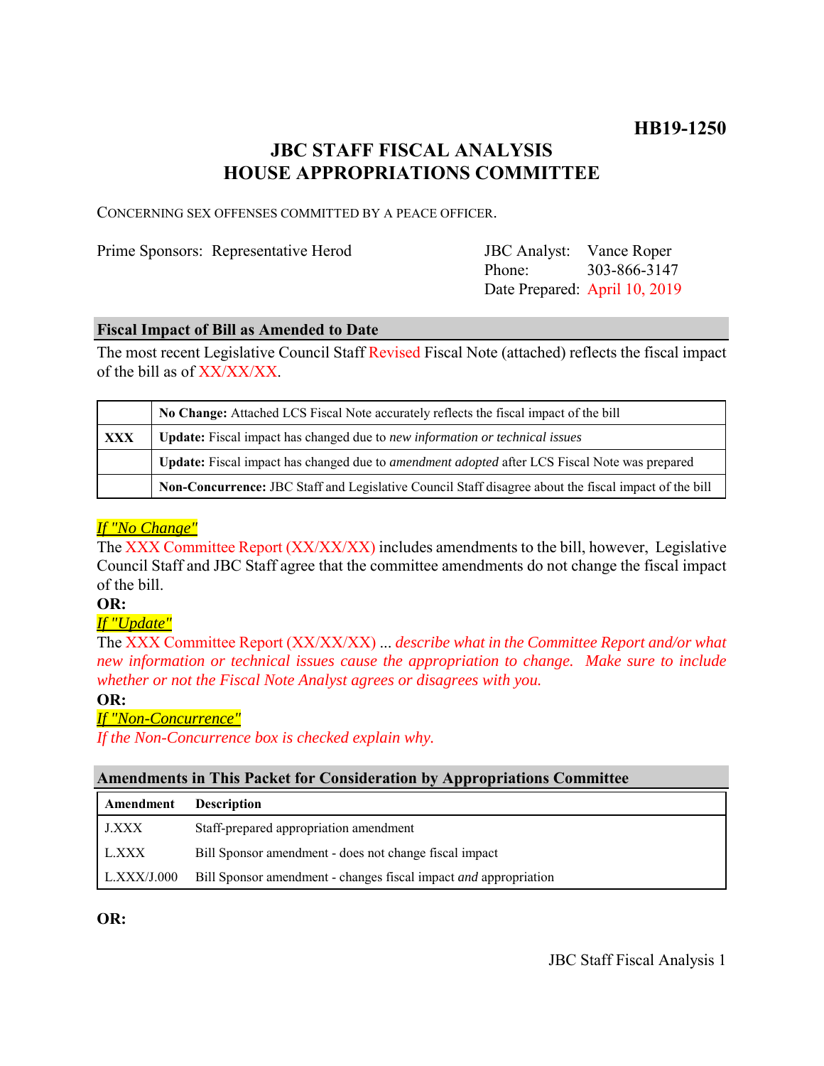**HB19-1250**

# JBC STAFF FISCAL ANALYSIS
# HOUSE APPROPRIATIONS COMMITTEE

CONCERNING SEX OFFENSES COMMITTED BY A PEACE OFFICER.

Prime Sponsors: Representative Herod

JBC Analyst: Vance Roper
Phone: 303-866-3147
Date Prepared: April 10, 2019

## Fiscal Impact of Bill as Amended to Date

The most recent Legislative Council Staff Revised Fiscal Note (attached) reflects the fiscal impact of the bill as of XX/XX/XX.

| | |
|---|---|
| | **No Change:** Attached LCS Fiscal Note accurately reflects the fiscal impact of the bill |
| **XXX** | **Update:** Fiscal impact has changed due to *new information or technical issues* |
| | **Update:** Fiscal impact has changed due to *amendment adopted* after LCS Fiscal Note was prepared |
| | **Non-Concurrence:** JBC Staff and Legislative Council Staff disagree about the fiscal impact of the bill |

*If "No Change"*
The XXX Committee Report (XX/XX/XX) includes amendments to the bill, however, Legislative Council Staff and JBC Staff agree that the committee amendments do not change the fiscal impact of the bill.

**OR:**

*If "Update"*
The XXX Committee Report (XX/XX/XX) ... *describe what in the Committee Report and/or what new information or technical issues cause the appropriation to change. Make sure to include whether or not the Fiscal Note Analyst agrees or disagrees with you.*

**OR:**

*If "Non-Concurrence"*
*If the Non-Concurrence box is checked explain why.*

## Amendments in This Packet for Consideration by Appropriations Committee

| Amendment | Description |
|---|---|
| J.XXX | Staff-prepared appropriation amendment |
| L.XXX | Bill Sponsor amendment - does not change fiscal impact |
| L.XXX/J.000 | Bill Sponsor amendment - changes fiscal impact *and* appropriation |

**OR:**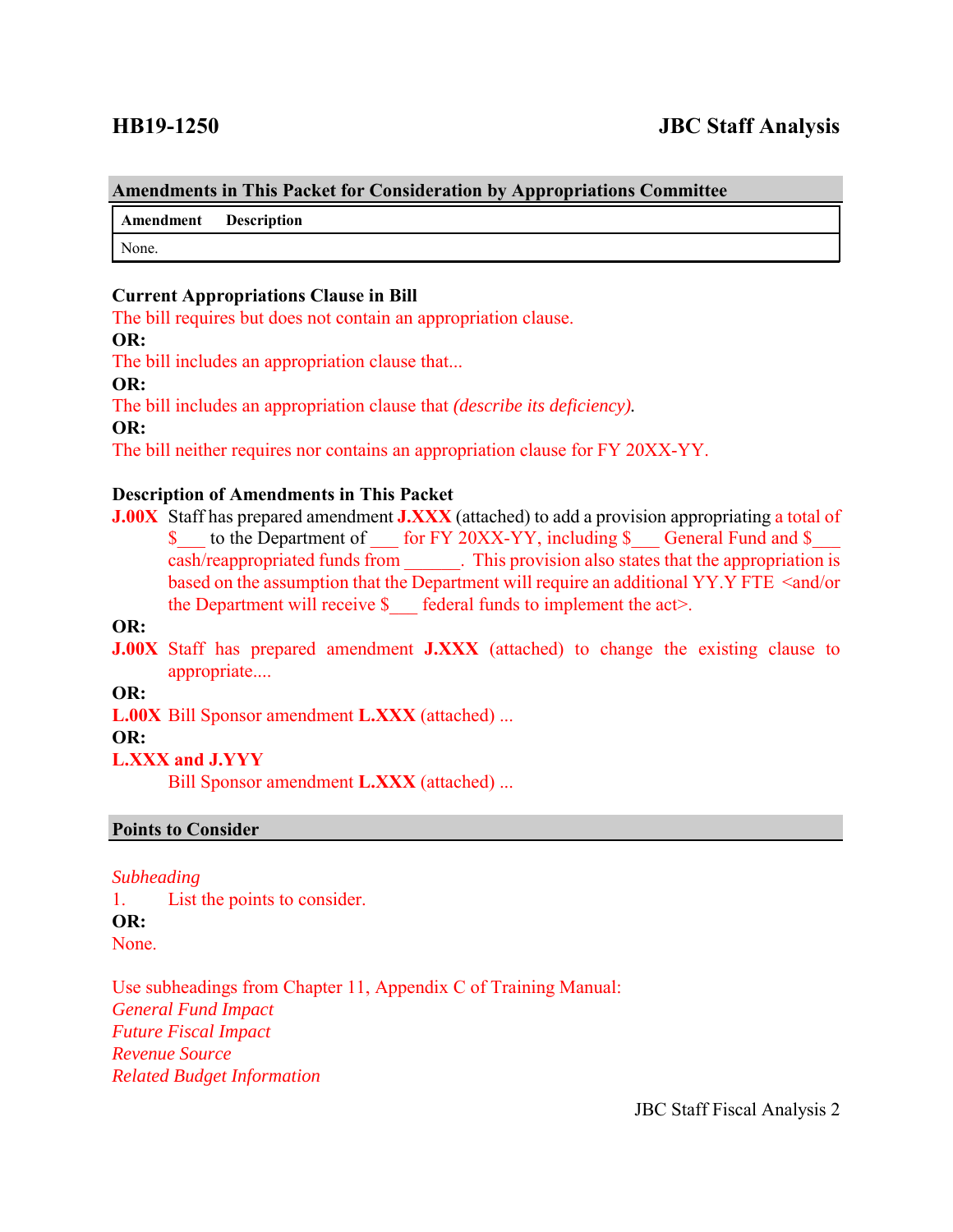**HB19-1250** **JBC Staff Analysis**

## Amendments in This Packet for Consideration by Appropriations Committee

| Amendment | Description |
| --- | --- |
| None. | |

**Current Appropriations Clause in Bill**

The bill requires but does not contain an appropriation clause.

**OR:**

The bill includes an appropriation clause that...

**OR:**

The bill includes an appropriation clause that *(describe its deficiency).*

**OR:**

The bill neither requires nor contains an appropriation clause for FY 20XX-YY.

**Description of Amendments in This Packet**

**J.00X** Staff has prepared amendment **J.XXX** (attached) to add a provision appropriating a total of $___ to the Department of ___ for FY 20XX-YY, including $___ General Fund and $___ cash/reappropriated funds from ______. This provision also states that the appropriation is based on the assumption that the Department will require an additional YY.Y FTE <and/or the Department will receive $___ federal funds to implement the act>.

**OR:**

**J.00X** Staff has prepared amendment **J.XXX** (attached) to change the existing clause to appropriate....

**OR:**

**L.00X** Bill Sponsor amendment **L.XXX** (attached) ...

**OR:**

**L.XXX and J.YYY**

Bill Sponsor amendment **L.XXX** (attached) ...

## Points to Consider

*Subheading*

1. List the points to consider.

**OR:**

None.

Use subheadings from Chapter 11, Appendix C of Training Manual:

*General Fund Impact*

*Future Fiscal Impact*

*Revenue Source*

*Related Budget Information*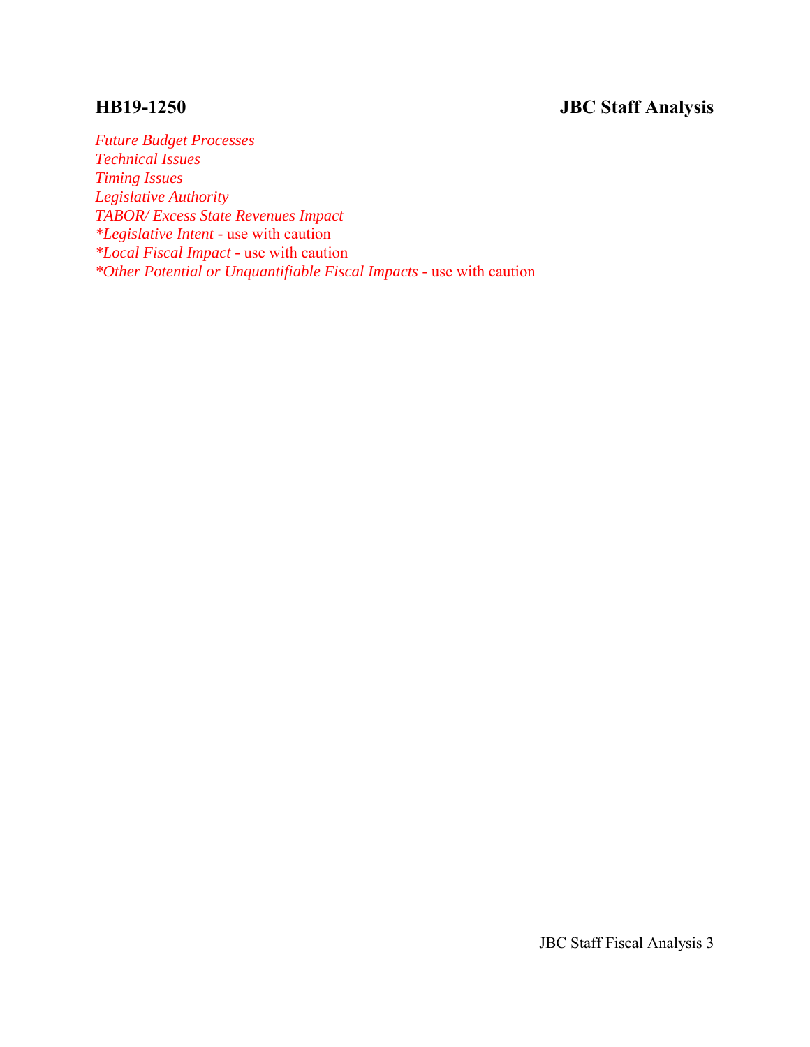**HB19-1250** **JBC Staff Analysis**

*Future Budget Processes*
*Technical Issues*
*Timing Issues*
*Legislative Authority*
*TABOR/ Excess State Revenues Impact*
*\*Legislative Intent* - use with caution
*\*Local Fiscal Impact* - use with caution
*\*Other Potential or Unquantifiable Fiscal Impacts* - use with caution